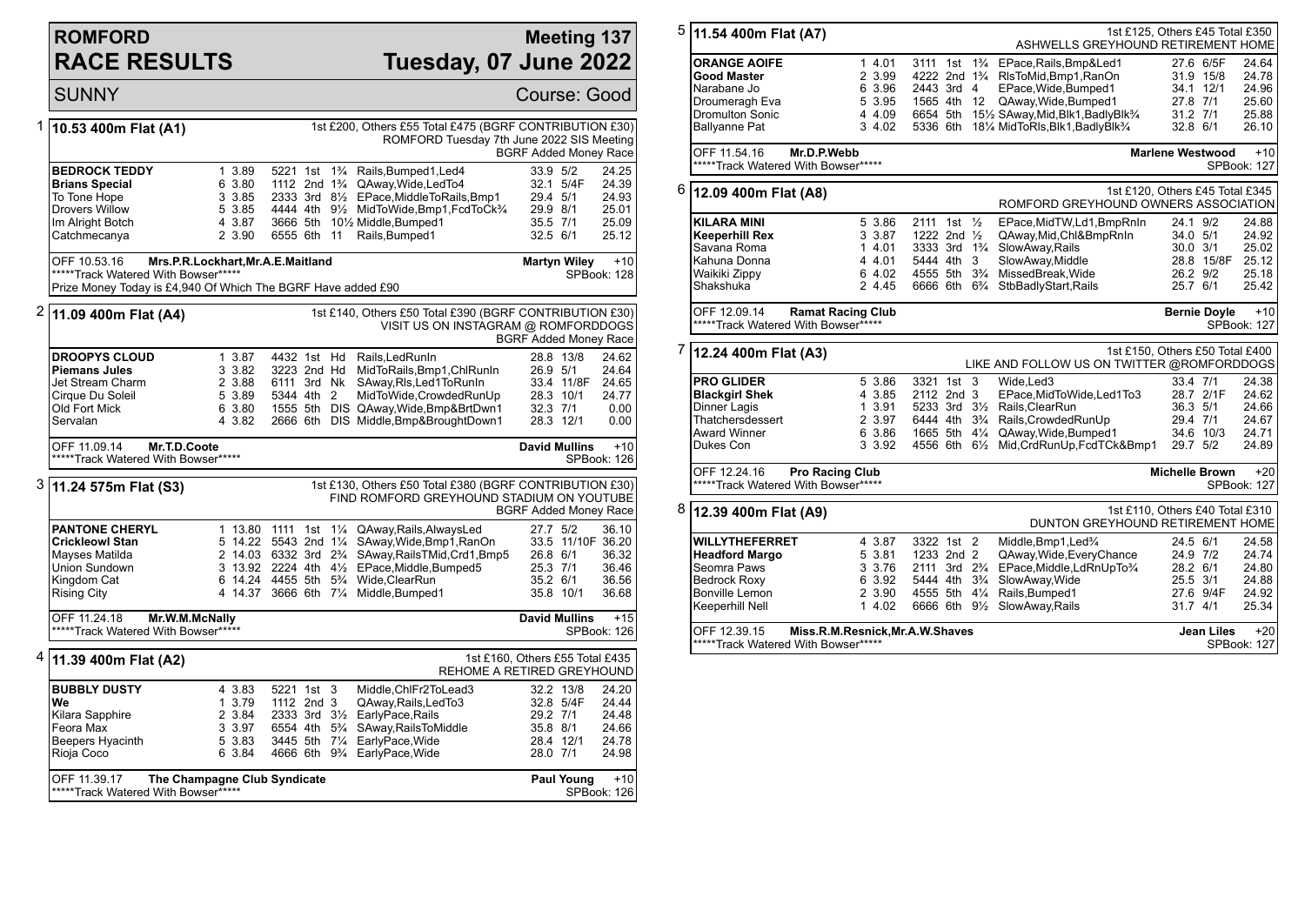# ROMFORD RACE RESULTS

## Meeting 137 Tuesday, 07 June 2022

SUNNY — Course: Good

### 1 — 10.53 400m Flat (A1)

1st £200, Others £55 Total £475 (BGRF CONTRIBUTION £30)
ROMFORD Tuesday 7th June 2022 SIS Meeting
BGRF Added Money Race

| Greyhound | Trap | Split | Bends | Pos | Dist | Remarks | Wt | SP | Time |
|---|---|---|---|---|---|---|---|---|---|
| **BEDROCK TEDDY** | 1 | 3.89 | 5221 | 1st | 1¾ | Rails,Bumped1,Led4 | 33.9 | 5/2 | 24.25 |
| **Brians Special** | 6 | 3.80 | 1112 | 2nd | 1¾ | QAway,Wide,LedTo4 | 32.1 | 5/4F | 24.39 |
| To Tone Hope | 3 | 3.85 | 2333 | 3rd | 8½ | EPace,MiddleToRails,Bmp1 | 29.4 | 5/1 | 24.93 |
| Drovers Willow | 5 | 3.85 | 4444 | 4th | 9½ | MidToWide,Bmp1,FcdToCk¾ | 29.9 | 8/1 | 25.01 |
| Im Alright Botch | 4 | 3.87 | 3666 | 5th | 10½ | Middle,Bumped1 | 35.5 | 7/1 | 25.09 |
| Catchmecanya | 2 | 3.90 | 6555 | 6th | 11 | Rails,Bumped1 | 32.5 | 6/1 | 25.12 |

OFF 10.53.16 Mrs.P.R.Lockhart,Mr.A.E.Maitland — Martyn Wiley +10
*****Track Watered With Bowser***** — SPBook: 128
Prize Money Today is £4,940 Of Which The BGRF Have added £90

### 2 — 11.09 400m Flat (A4)

1st £140, Others £50 Total £390 (BGRF CONTRIBUTION £30)
VISIT US ON INSTAGRAM @ ROMFORDDOGS
BGRF Added Money Race

| Greyhound | Trap | Split | Bends | Pos | Dist | Remarks | Wt | SP | Time |
|---|---|---|---|---|---|---|---|---|---|
| **DROOPYS CLOUD** | 1 | 3.87 | 4432 | 1st | Hd | Rails,LedRunIn | 28.8 | 13/8 | 24.62 |
| **Piemans Jules** | 3 | 3.82 | 3223 | 2nd | Hd | MidToRails,Bmp3,ChlRunIn | 26.9 | 5/1 | 24.64 |
| Jet Stream Charm | 2 | 3.88 | 6111 | 3rd | Nk | SAway,Rls,Led1ToRunIn | 33.4 | 11/8F | 24.65 |
| Cirque Du Soleil | 5 | 3.89 | 5344 | 4th | 2 | MidToWide,CrowdedRunUp | 28.3 | 10/1 | 24.77 |
| Old Fort Mick | 6 | 3.80 | 1555 | 5th | DIS | QAway,Wide,Bmp&BrtDwn1 | 32.3 | 7/1 | 0.00 |
| Servalan | 4 | 3.82 | 2666 | 6th | DIS | Middle,Bmp&BroughtDown1 | 28.3 | 12/1 | 0.00 |

OFF 11.09.14 Mr.T.D.Coote — David Mullins +10
*****Track Watered With Bowser***** — SPBook: 126

### 3 — 11.24 575m Flat (S3)

1st £130, Others £50 Total £380 (BGRF CONTRIBUTION £30)
FIND ROMFORD GREYHOUND STADIUM ON YOUTUBE
BGRF Added Money Race

| Greyhound | Trap | Split | Bends | Pos | Dist | Remarks | Wt | SP | Time |
|---|---|---|---|---|---|---|---|---|---|
| **PANTONE CHERYL** | 1 | 13.80 | 1111 | 1st | 1¼ | QAway,Rails,AlwaysLed | 27.7 | 5/2 | 36.10 |
| **Crickleowl Stan** | 5 | 14.22 | 5543 | 2nd | 1¼ | SAway,Wide,Bmp1,RanOn | 33.5 | 11/10F | 36.20 |
| Mayses Matilda | 2 | 14.03 | 6332 | 3rd | 2¾ | SAway,RailsTMid,Crd1,Bmp5 | 26.8 | 6/1 | 36.32 |
| Union Sundown | 3 | 13.92 | 2224 | 4th | 4½ | EPace,Middle,Bumped5 | 25.3 | 7/1 | 36.46 |
| Kingdom Cat | 6 | 14.24 | 4455 | 5th | 5¾ | Wide,ClearRun | 35.2 | 6/1 | 36.56 |
| Rising City | 4 | 14.37 | 3666 | 6th | 7¼ | Middle,Bumped1 | 35.8 | 10/1 | 36.68 |

OFF 11.24.18 Mr.W.M.McNally — David Mullins +15
*****Track Watered With Bowser***** — SPBook: 126

### 4 — 11.39 400m Flat (A2)

1st £160, Others £55 Total £435
REHOME A RETIRED GREYHOUND

| Greyhound | Trap | Split | Bends | Pos | Dist | Remarks | Wt | SP | Time |
|---|---|---|---|---|---|---|---|---|---|
| **BUBBLY DUSTY** | 4 | 3.83 | 5221 | 1st | 3 | Middle,ChlFr2ToLead3 | 32.2 | 13/8 | 24.20 |
| **We** | 1 | 3.79 | 1112 | 2nd | 3 | QAway,Rails,LedTo3 | 32.8 | 5/4F | 24.44 |
| Kilara Sapphire | 2 | 3.84 | 2333 | 3rd | 3½ | EarlyPace,Rails | 29.2 | 7/1 | 24.48 |
| Feora Max | 3 | 3.97 | 6554 | 4th | 5¾ | SAway,RailsToMiddle | 35.8 | 8/1 | 24.66 |
| Beepers Hyacinth | 5 | 3.83 | 3445 | 5th | 7¼ | EarlyPace,Wide | 28.4 | 12/1 | 24.78 |
| Rioja Coco | 6 | 3.84 | 4666 | 6th | 9¾ | EarlyPace,Wide | 28.0 | 7/1 | 24.98 |

OFF 11.39.17 The Champagne Club Syndicate — Paul Young +10
*****Track Watered With Bowser***** — SPBook: 126

### 5 — 11.54 400m Flat (A7)

1st £125, Others £45 Total £350
ASHWELLS GREYHOUND RETIREMENT HOME

| Greyhound | Trap | Split | Bends | Pos | Dist | Remarks | Wt | SP | Time |
|---|---|---|---|---|---|---|---|---|---|
| **ORANGE AOIFE** | 1 | 4.01 | 3111 | 1st | 1¾ | EPace,Rails,Bmp&Led1 | 27.6 | 6/5F | 24.64 |
| **Good Master** | 2 | 3.99 | 4222 | 2nd | 1¾ | RlsToMid,Bmp1,RanOn | 31.9 | 15/8 | 24.78 |
| Narabane Jo | 6 | 3.96 | 2443 | 3rd | 4 | EPace,Wide,Bumped1 | 34.1 | 12/1 | 24.96 |
| Droumeragh Eva | 5 | 3.95 | 1565 | 4th | 12 | QAway,Wide,Bumped1 | 27.8 | 7/1 | 25.60 |
| Dromulton Sonic | 4 | 4.09 | 6654 | 5th | 15½ | SAway,Mid,Blk1,BadlyBlk¾ | 31.2 | 7/1 | 25.88 |
| Ballyanne Pat | 3 | 4.02 | 5336 | 6th | 18¼ | MidToRls,Blk1,BadlyBlk¾ | 32.8 | 6/1 | 26.10 |

OFF 11.54.16 Mr.D.P.Webb — Marlene Westwood +10
*****Track Watered With Bowser***** — SPBook: 127

### 6 — 12.09 400m Flat (A8)

1st £120, Others £45 Total £345
ROMFORD GREYHOUND OWNERS ASSOCIATION

| Greyhound | Trap | Split | Bends | Pos | Dist | Remarks | Wt | SP | Time |
|---|---|---|---|---|---|---|---|---|---|
| **KILARA MINI** | 5 | 3.86 | 2111 | 1st | ½ | EPace,MidTW,Ld1,BmpRnIn | 24.1 | 9/2 | 24.88 |
| **Keeperhill Rex** | 3 | 3.87 | 1222 | 2nd | ½ | QAway,Mid,Chl&BmpRnIn | 34.0 | 5/1 | 24.92 |
| Savana Roma | 1 | 4.01 | 3333 | 3rd | 1¾ | SlowAway,Rails | 30.0 | 3/1 | 25.02 |
| Kahuna Donna | 4 | 4.01 | 5444 | 4th | 3 | SlowAway,Middle | 28.8 | 15/8F | 25.12 |
| Waikiki Zippy | 6 | 4.02 | 4555 | 5th | 3¾ | MissedBreak,Wide | 26.2 | 9/2 | 25.18 |
| Shakshuka | 2 | 4.45 | 6666 | 6th | 6¾ | StbBadlyStart,Rails | 25.7 | 6/1 | 25.42 |

OFF 12.09.14 Ramat Racing Club — Bernie Doyle +10
*****Track Watered With Bowser***** — SPBook: 127

### 7 — 12.24 400m Flat (A3)

1st £150, Others £50 Total £400
LIKE AND FOLLOW US ON TWITTER @ROMFORDDOGS

| Greyhound | Trap | Split | Bends | Pos | Dist | Remarks | Wt | SP | Time |
|---|---|---|---|---|---|---|---|---|---|
| **PRO GLIDER** | 5 | 3.86 | 3321 | 1st | 3 | Wide,Led3 | 33.4 | 7/1 | 24.38 |
| **Blackgirl Shek** | 4 | 3.85 | 2112 | 2nd | 3 | EPace,MidToWide,Led1To3 | 28.7 | 2/1F | 24.62 |
| Dinner Lagis | 1 | 3.91 | 5233 | 3rd | 3½ | Rails,ClearRun | 36.3 | 5/1 | 24.66 |
| Thatchersdessert | 2 | 3.97 | 6444 | 4th | 3¾ | Rails,CrowdedRunUp | 29.4 | 7/1 | 24.67 |
| Award Winner | 6 | 3.86 | 1665 | 5th | 4¼ | QAway,Wide,Bumped1 | 34.6 | 10/3 | 24.71 |
| Dukes Con | 3 | 3.92 | 4556 | 6th | 6½ | Mid,CrdRunUp,FcdTCk&Bmp1 | 29.7 | 5/2 | 24.89 |

OFF 12.24.16 Pro Racing Club — Michelle Brown +20
*****Track Watered With Bowser***** — SPBook: 127

### 8 — 12.39 400m Flat (A9)

1st £110, Others £40 Total £310
DUNTON GREYHOUND RETIREMENT HOME

| Greyhound | Trap | Split | Bends | Pos | Dist | Remarks | Wt | SP | Time |
|---|---|---|---|---|---|---|---|---|---|
| **WILLYTHEFERRET** | 4 | 3.87 | 3322 | 1st | 2 | Middle,Bmp1,Led¾ | 24.5 | 6/1 | 24.58 |
| **Headford Margo** | 5 | 3.81 | 1233 | 2nd | 2 | QAway,Wide,EveryChance | 24.9 | 7/2 | 24.74 |
| Seomra Paws | 3 | 3.76 | 2111 | 3rd | 2¾ | EPace,Middle,LdRnUpTo¾ | 28.2 | 6/1 | 24.80 |
| Bedrock Roxy | 6 | 3.92 | 5444 | 4th | 3¾ | SlowAway,Wide | 25.5 | 3/1 | 24.88 |
| Bonville Lemon | 2 | 3.90 | 4555 | 5th | 4¼ | Rails,Bumped1 | 27.6 | 9/4F | 24.92 |
| Keeperhill Nell | 1 | 4.02 | 6666 | 6th | 9½ | SlowAway,Rails | 31.7 | 4/1 | 25.34 |

OFF 12.39.15 Miss.R.M.Resnick,Mr.A.W.Shaves — Jean Liles +20
*****Track Watered With Bowser***** — SPBook: 127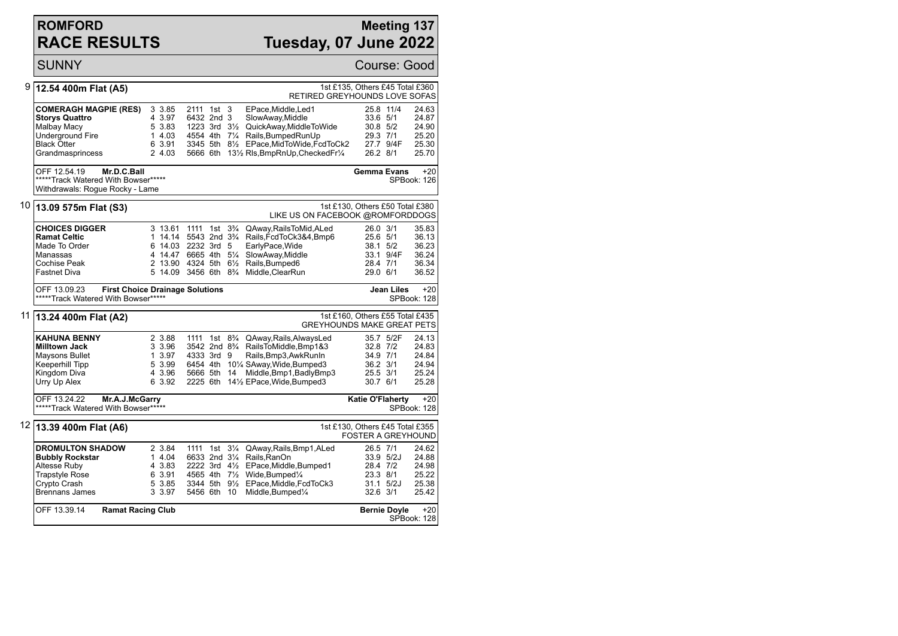# ROMFORD RACE RESULTS

## Meeting 137 Tuesday, 07 June 2022

SUNNY

Course: Good

### 9 12.54 400m Flat (A5)

1st £135, Others £45 Total £360
RETIRED GREYHOUNDS LOVE SOFAS

| | | | | | | | | | | |
|---|---|---|---|---|---|---|---|---|---|---|
| **COMERAGH MAGPIE (RES)** | 3 | 3.85 | 2111 | 1st | 3 | EPace,Middle,Led1 | 25.8 | 11/4 | 24.63 |
| **Storys Quattro** | 4 | 3.97 | 6432 | 2nd | 3 | SlowAway,Middle | 33.6 | 5/1 | 24.87 |
| Malbay Macy | 5 | 3.83 | 1223 | 3rd | 3½ | QuickAway,MiddleToWide | 30.8 | 5/2 | 24.90 |
| Underground Fire | 1 | 4.03 | 4554 | 4th | 7¼ | Rails,BumpedRunUp | 29.3 | 7/1 | 25.20 |
| Black Otter | 6 | 3.91 | 3345 | 5th | 8½ | EPace,MidToWide,FcdToCk2 | 27.7 | 9/4F | 25.30 |
| Grandmasprincess | 2 | 4.03 | 5666 | 6th | 13½ | Rls,BmpRnUp,CheckedFr¼ | 26.2 | 8/1 | 25.70 |

OFF 12.54.19 **Mr.D.C.Ball** **Gemma Evans** +20
*****Track Watered With Bowser***** SPBook: 126
Withdrawals: Rogue Rocky - Lame

### 10 13.09 575m Flat (S3)

1st £130, Others £50 Total £380
LIKE US ON FACEBOOK @ROMFORDDOGS

| | | | | | | | | | | |
|---|---|---|---|---|---|---|---|---|---|---|
| **CHOICES DIGGER** | 3 | 13.61 | 1111 | 1st | 3¾ | QAway,RailsToMid,ALed | 26.0 | 3/1 | 35.83 |
| **Ramat Celtic** | 1 | 14.14 | 5543 | 2nd | 3¾ | Rails,FcdToCk3&4,Bmp6 | 25.6 | 5/1 | 36.13 |
| Made To Order | 6 | 14.03 | 2232 | 3rd | 5 | EarlyPace,Wide | 38.1 | 5/2 | 36.23 |
| Manassas | 4 | 14.47 | 6665 | 4th | 5¼ | SlowAway,Middle | 33.1 | 9/4F | 36.24 |
| Cochise Peak | 2 | 13.90 | 4324 | 5th | 6½ | Rails,Bumped6 | 28.4 | 7/1 | 36.34 |
| Fastnet Diva | 5 | 14.09 | 3456 | 6th | 8¾ | Middle,ClearRun | 29.0 | 6/1 | 36.52 |

OFF 13.09.23 **First Choice Drainage Solutions** **Jean Liles** +20
*****Track Watered With Bowser***** SPBook: 128

### 11 13.24 400m Flat (A2)

1st £160, Others £55 Total £435
GREYHOUNDS MAKE GREAT PETS

| | | | | | | | | | | |
|---|---|---|---|---|---|---|---|---|---|---|
| **KAHUNA BENNY** | 2 | 3.88 | 1111 | 1st | 8¾ | QAway,Rails,AlwaysLed | 35.7 | 5/2F | 24.13 |
| **Milltown Jack** | 3 | 3.96 | 3542 | 2nd | 8¾ | RailsToMiddle,Bmp1&3 | 32.8 | 7/2 | 24.83 |
| Maysons Bullet | 1 | 3.97 | 4333 | 3rd | 9 | Rails,Bmp3,AwkRunIn | 34.9 | 7/1 | 24.84 |
| Keeperhill Tipp | 5 | 3.99 | 6454 | 4th | 10¼ | SAway,Wide,Bumped3 | 36.2 | 3/1 | 24.94 |
| Kingdom Diva | 4 | 3.96 | 5666 | 5th | 14 | Middle,Bmp1,BadlyBmp3 | 25.5 | 3/1 | 25.24 |
| Urry Up Alex | 6 | 3.92 | 2225 | 6th | 14½ | EPace,Wide,Bumped3 | 30.7 | 6/1 | 25.28 |

OFF 13.24.22 **Mr.A.J.McGarry** **Katie O'Flaherty** +20
*****Track Watered With Bowser***** SPBook: 128

### 12 13.39 400m Flat (A6)

1st £130, Others £45 Total £355
FOSTER A GREYHOUND

| | | | | | | | | | | |
|---|---|---|---|---|---|---|---|---|---|---|
| **DROMULTON SHADOW** | 2 | 3.84 | 1111 | 1st | 3¼ | QAway,Rails,Bmp1,ALed | 26.5 | 7/1 | 24.62 |
| **Bubbly Rockstar** | 1 | 4.04 | 6633 | 2nd | 3¼ | Rails,RanOn | 33.9 | 5/2J | 24.88 |
| Altesse Ruby | 4 | 3.83 | 2222 | 3rd | 4½ | EPace,Middle,Bumped1 | 28.4 | 7/2 | 24.98 |
| Trapstyle Rose | 6 | 3.91 | 4565 | 4th | 7½ | Wide,Bumped¼ | 23.3 | 8/1 | 25.22 |
| Crypto Crash | 5 | 3.85 | 3344 | 5th | 9½ | EPace,Middle,FcdToCk3 | 31.1 | 5/2J | 25.38 |
| Brennans James | 3 | 3.97 | 5456 | 6th | 10 | Middle,Bumped¼ | 32.6 | 3/1 | 25.42 |

OFF 13.39.14 **Ramat Racing Club** **Bernie Doyle** +20
SPBook: 128